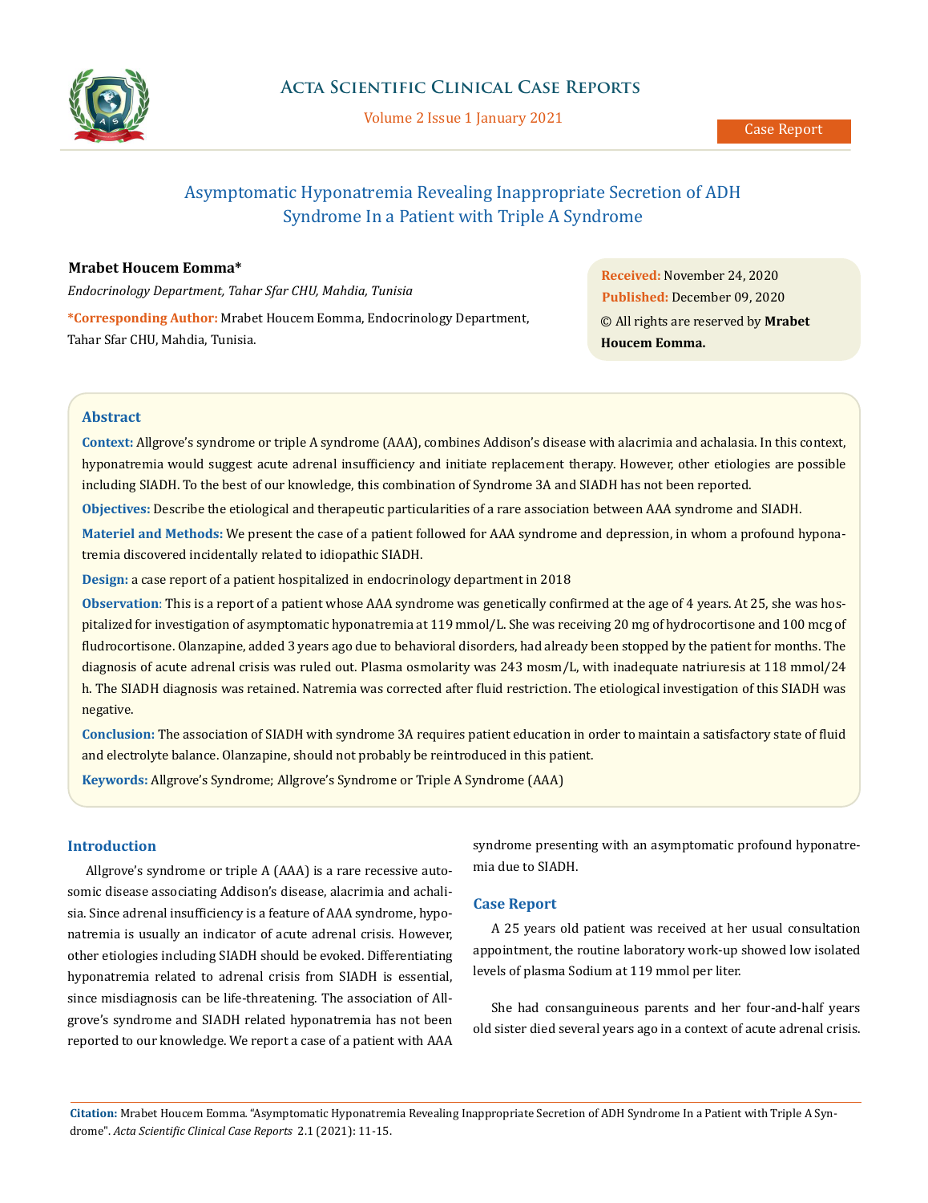# Asymptomatic Hyponatremia Revealing Inappropriate Secretion of ADH Syndrome In a Patient with Triple A Syndrome

**Mrabet Houcem Eomma***

*Endocrinology Department, Tahar Sfar CHU, Mahdia, Tunisia*

**\*Corresponding Author:** Mrabet Houcem Eomma, Endocrinology Department, Tahar Sfar CHU, Mahdia, Tunisia.

**Received:** November 24, 2020
**Published:** December 09, 2020
© All rights are reserved by **Mrabet Houcem Eomma.**

## Abstract

**Context:** Allgrove's syndrome or triple A syndrome (AAA), combines Addison's disease with alacrimia and achalasia. In this context, hyponatremia would suggest acute adrenal insufficiency and initiate replacement therapy. However, other etiologies are possible including SIADH. To the best of our knowledge, this combination of Syndrome 3A and SIADH has not been reported.

**Objectives:** Describe the etiological and therapeutic particularities of a rare association between AAA syndrome and SIADH.

**Materiel and Methods:** We present the case of a patient followed for AAA syndrome and depression, in whom a profound hyponatremia discovered incidentally related to idiopathic SIADH.

**Design:** a case report of a patient hospitalized in endocrinology department in 2018

**Observation**: This is a report of a patient whose AAA syndrome was genetically confirmed at the age of 4 years. At 25, she was hospitalized for investigation of asymptomatic hyponatremia at 119 mmol/L. She was receiving 20 mg of hydrocortisone and 100 mcg of fludrocortisone. Olanzapine, added 3 years ago due to behavioral disorders, had already been stopped by the patient for months. The diagnosis of acute adrenal crisis was ruled out. Plasma osmolarity was 243 mosm/L, with inadequate natriuresis at 118 mmol/24 h. The SIADH diagnosis was retained. Natremia was corrected after fluid restriction. The etiological investigation of this SIADH was negative.

**Conclusion:** The association of SIADH with syndrome 3A requires patient education in order to maintain a satisfactory state of fluid and electrolyte balance. Olanzapine, should not probably be reintroduced in this patient.

**Keywords:** Allgrove's Syndrome; Allgrove's Syndrome or Triple A Syndrome (AAA)

## Introduction

Allgrove's syndrome or triple A (AAA) is a rare recessive autosomic disease associating Addison's disease, alacrimia and achalisia. Since adrenal insufficiency is a feature of AAA syndrome, hyponatremia is usually an indicator of acute adrenal crisis. However, other etiologies including SIADH should be evoked. Differentiating hyponatremia related to adrenal crisis from SIADH is essential, since misdiagnosis can be life-threatening. The association of Allgrove's syndrome and SIADH related hyponatremia has not been reported to our knowledge. We report a case of a patient with AAA syndrome presenting with an asymptomatic profound hyponatremia due to SIADH.

## Case Report

A 25 years old patient was received at her usual consultation appointment, the routine laboratory work-up showed low isolated levels of plasma Sodium at 119 mmol per liter.

She had consanguineous parents and her four-and-half years old sister died several years ago in a context of acute adrenal crisis.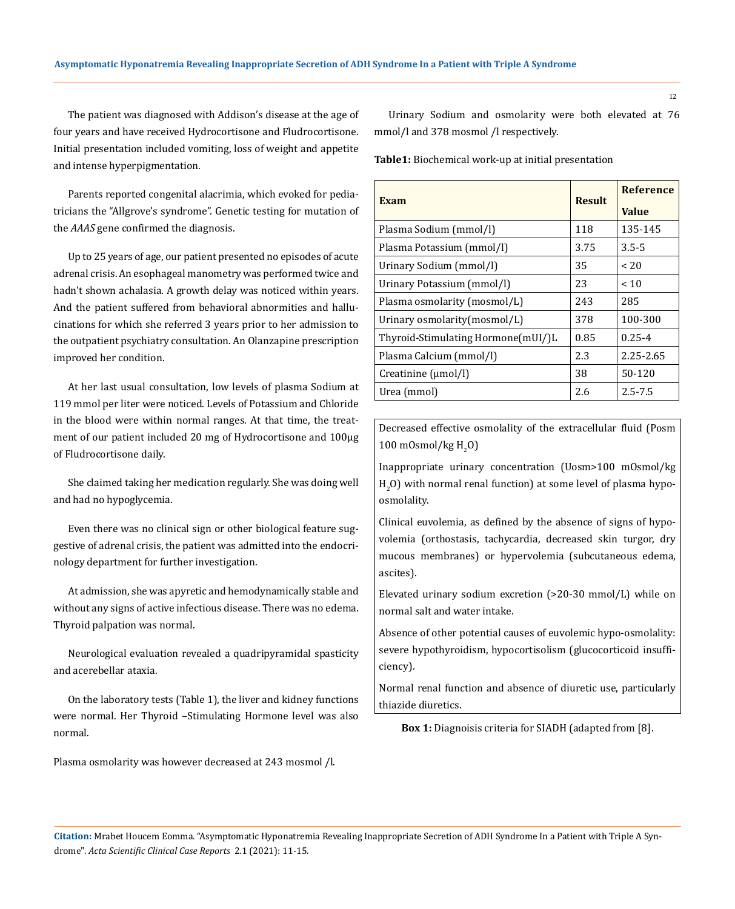The patient was diagnosed with Addison's disease at the age of four years and have received Hydrocortisone and Fludrocortisone. Initial presentation included vomiting, loss of weight and appetite and intense hyperpigmentation.

Parents reported congenital alacrimia, which evoked for pediatricians the "Allgrove's syndrome". Genetic testing for mutation of the *AAAS* gene confirmed the diagnosis.

Up to 25 years of age, our patient presented no episodes of acute adrenal crisis. An esophageal manometry was performed twice and hadn't shown achalasia. A growth delay was noticed within years. And the patient suffered from behavioral abnormities and hallucinations for which she referred 3 years prior to her admission to the outpatient psychiatry consultation. An Olanzapine prescription improved her condition.

At her last usual consultation, low levels of plasma Sodium at 119 mmol per liter were noticed. Levels of Potassium and Chloride in the blood were within normal ranges. At that time, the treatment of our patient included 20 mg of Hydrocortisone and 100µg of Fludrocortisone daily.

She claimed taking her medication regularly. She was doing well and had no hypoglycemia.

Even there was no clinical sign or other biological feature suggestive of adrenal crisis, the patient was admitted into the endocrinology department for further investigation.

At admission, she was apyretic and hemodynamically stable and without any signs of active infectious disease. There was no edema. Thyroid palpation was normal.

Neurological evaluation revealed a quadripyramidal spasticity and acerebellar ataxia.

On the laboratory tests (Table 1), the liver and kidney functions were normal. Her Thyroid –Stimulating Hormone level was also normal.

Plasma osmolarity was however decreased at 243 mosmol /l.

Urinary Sodium and osmolarity were both elevated at 76 mmol/l and 378 mosmol /l respectively.

**Table1:** Biochemical work-up at initial presentation

| Exam | Result | Reference Value |
|---|---|---|
| Plasma Sodium (mmol/l) | 118 | 135-145 |
| Plasma Potassium (mmol/l) | 3.75 | 3.5-5 |
| Urinary Sodium (mmol/l) | 35 | < 20 |
| Urinary Potassium (mmol/l) | 23 | < 10 |
| Plasma osmolarity (mosmol/L) | 243 | 285 |
| Urinary osmolarity(mosmol/L) | 378 | 100-300 |
| Thyroid-Stimulating Hormone(mUI/)L | 0.85 | 0.25-4 |
| Plasma Calcium (mmol/l) | 2.3 | 2.25-2.65 |
| Creatinine (µmol/l) | 38 | 50-120 |
| Urea (mmol) | 2.6 | 2.5-7.5 |

Decreased effective osmolality of the extracellular fluid (Posm 100 mOsmol/kg $H_2O$)

Inappropriate urinary concentration (Uosm>100 mOsmol/kg $H_2O$) with normal renal function) at some level of plasma hypo-osmolality.

Clinical euvolemia, as defined by the absence of signs of hypovolemia (orthostasis, tachycardia, decreased skin turgor, dry mucous membranes) or hypervolemia (subcutaneous edema, ascites).

Elevated urinary sodium excretion (>20-30 mmol/L) while on normal salt and water intake.

Absence of other potential causes of euvolemic hypo-osmolality: severe hypothyroidism, hypocortisolism (glucocorticoid insufficiency).

Normal renal function and absence of diuretic use, particularly thiazide diuretics.

**Box 1:** Diagnoisis criteria for SIADH (adapted from [8].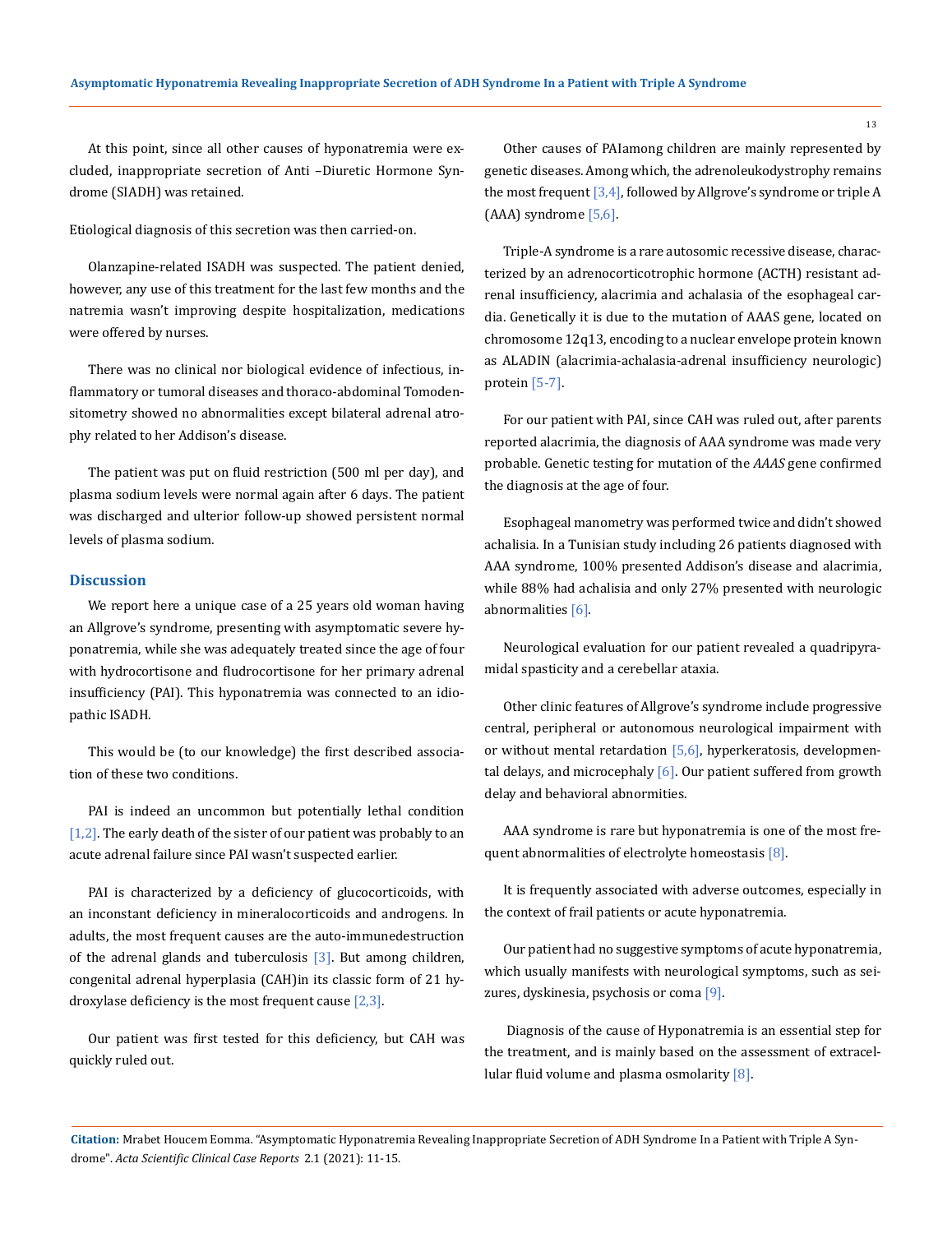At this point, since all other causes of hyponatremia were excluded, inappropriate secretion of Anti –Diuretic Hormone Syndrome (SIADH) was retained.

Etiological diagnosis of this secretion was then carried-on.

Olanzapine-related ISADH was suspected. The patient denied, however, any use of this treatment for the last few months and the natremia wasn't improving despite hospitalization, medications were offered by nurses.

There was no clinical nor biological evidence of infectious, inflammatory or tumoral diseases and thoraco-abdominal Tomodensitometry showed no abnormalities except bilateral adrenal atrophy related to her Addison's disease.

The patient was put on fluid restriction (500 ml per day), and plasma sodium levels were normal again after 6 days. The patient was discharged and ulterior follow-up showed persistent normal levels of plasma sodium.

## Discussion

We report here a unique case of a 25 years old woman having an Allgrove's syndrome, presenting with asymptomatic severe hyponatremia, while she was adequately treated since the age of four with hydrocortisone and fludrocortisone for her primary adrenal insufficiency (PAI). This hyponatremia was connected to an idiopathic ISADH.

This would be (to our knowledge) the first described association of these two conditions.

PAI is indeed an uncommon but potentially lethal condition [1,2]. The early death of the sister of our patient was probably to an acute adrenal failure since PAI wasn't suspected earlier.

PAI is characterized by a deficiency of glucocorticoids, with an inconstant deficiency in mineralocorticoids and androgens. In adults, the most frequent causes are the auto-immunedestruction of the adrenal glands and tuberculosis [3]. But among children, congenital adrenal hyperplasia (CAH)in its classic form of 21 hydroxylase deficiency is the most frequent cause [2,3].

Our patient was first tested for this deficiency, but CAH was quickly ruled out.

Other causes of PAIamong children are mainly represented by genetic diseases. Among which, the adrenoleukodystrophy remains the most frequent [3,4], followed by Allgrove's syndrome or triple A (AAA) syndrome [5,6].

Triple-A syndrome is a rare autosomic recessive disease, characterized by an adrenocorticotrophic hormone (ACTH) resistant adrenal insufficiency, alacrimia and achalasia of the esophageal cardia. Genetically it is due to the mutation of AAAS gene, located on chromosome 12q13, encoding to a nuclear envelope protein known as ALADIN (alacrimia-achalasia-adrenal insufficiency neurologic) protein [5-7].

For our patient with PAI, since CAH was ruled out, after parents reported alacrimia, the diagnosis of AAA syndrome was made very probable. Genetic testing for mutation of the *AAAS* gene confirmed the diagnosis at the age of four.

Esophageal manometry was performed twice and didn't showed achalisia. In a Tunisian study including 26 patients diagnosed with AAA syndrome, 100% presented Addison's disease and alacrimia, while 88% had achalisia and only 27% presented with neurologic abnormalities [6].

Neurological evaluation for our patient revealed a quadripyramidal spasticity and a cerebellar ataxia.

Other clinic features of Allgrove's syndrome include progressive central, peripheral or autonomous neurological impairment with or without mental retardation [5,6], hyperkeratosis, developmental delays, and microcephaly [6]. Our patient suffered from growth delay and behavioral abnormities.

AAA syndrome is rare but hyponatremia is one of the most frequent abnormalities of electrolyte homeostasis [8].

It is frequently associated with adverse outcomes, especially in the context of frail patients or acute hyponatremia.

Our patient had no suggestive symptoms of acute hyponatremia, which usually manifests with neurological symptoms, such as seizures, dyskinesia, psychosis or coma [9].

Diagnosis of the cause of Hyponatremia is an essential step for the treatment, and is mainly based on the assessment of extracellular fluid volume and plasma osmolarity [8].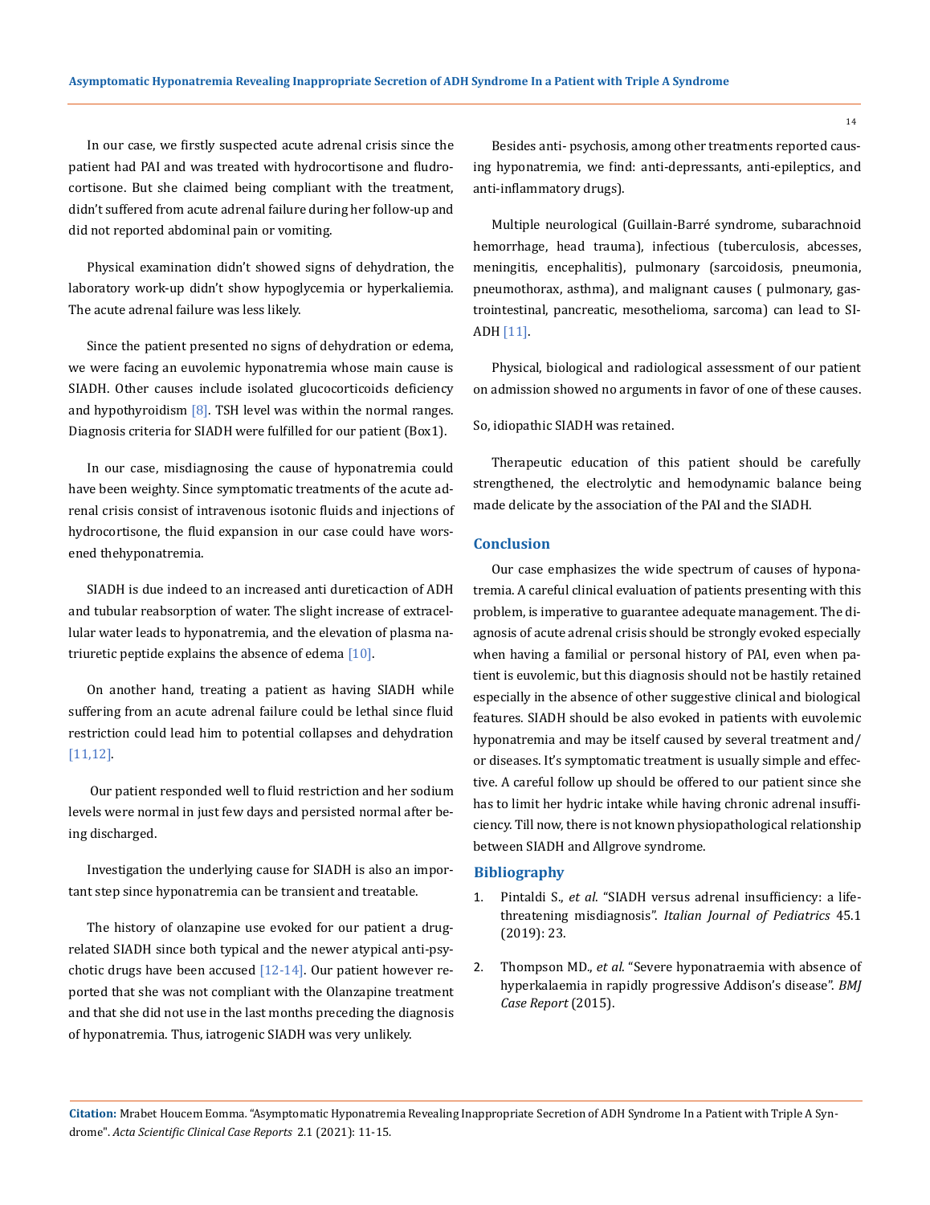In our case, we firstly suspected acute adrenal crisis since the patient had PAI and was treated with hydrocortisone and fludrocortisone. But she claimed being compliant with the treatment, didn't suffered from acute adrenal failure during her follow-up and did not reported abdominal pain or vomiting.

Physical examination didn't showed signs of dehydration, the laboratory work-up didn't show hypoglycemia or hyperkaliemia. The acute adrenal failure was less likely.

Since the patient presented no signs of dehydration or edema, we were facing an euvolemic hyponatremia whose main cause is SIADH. Other causes include isolated glucocorticoids deficiency and hypothyroidism [8]. TSH level was within the normal ranges. Diagnosis criteria for SIADH were fulfilled for our patient (Box1).

In our case, misdiagnosing the cause of hyponatremia could have been weighty. Since symptomatic treatments of the acute adrenal crisis consist of intravenous isotonic fluids and injections of hydrocortisone, the fluid expansion in our case could have worsened thehyponatremia.

SIADH is due indeed to an increased anti dureticaction of ADH and tubular reabsorption of water. The slight increase of extracellular water leads to hyponatremia, and the elevation of plasma natriuretic peptide explains the absence of edema [10].

On another hand, treating a patient as having SIADH while suffering from an acute adrenal failure could be lethal since fluid restriction could lead him to potential collapses and dehydration [11,12].

Our patient responded well to fluid restriction and her sodium levels were normal in just few days and persisted normal after being discharged.

Investigation the underlying cause for SIADH is also an important step since hyponatremia can be transient and treatable.

The history of olanzapine use evoked for our patient a drug-related SIADH since both typical and the newer atypical anti-psychotic drugs have been accused [12-14]. Our patient however reported that she was not compliant with the Olanzapine treatment and that she did not use in the last months preceding the diagnosis of hyponatremia. Thus, iatrogenic SIADH was very unlikely.

Besides anti- psychosis, among other treatments reported causing hyponatremia, we find: anti-depressants, anti-epileptics, and anti-inflammatory drugs).

Multiple neurological (Guillain-Barré syndrome, subarachnoid hemorrhage, head trauma), infectious (tuberculosis, abcesses, meningitis, encephalitis), pulmonary (sarcoidosis, pneumonia, pneumothorax, asthma), and malignant causes ( pulmonary, gastrointestinal, pancreatic, mesothelioma, sarcoma) can lead to SIADH [11].

Physical, biological and radiological assessment of our patient on admission showed no arguments in favor of one of these causes.

So, idiopathic SIADH was retained.

Therapeutic education of this patient should be carefully strengthened, the electrolytic and hemodynamic balance being made delicate by the association of the PAI and the SIADH.

## Conclusion

Our case emphasizes the wide spectrum of causes of hyponatremia. A careful clinical evaluation of patients presenting with this problem, is imperative to guarantee adequate management. The diagnosis of acute adrenal crisis should be strongly evoked especially when having a familial or personal history of PAI, even when patient is euvolemic, but this diagnosis should not be hastily retained especially in the absence of other suggestive clinical and biological features. SIADH should be also evoked in patients with euvolemic hyponatremia and may be itself caused by several treatment and/or diseases. It's symptomatic treatment is usually simple and effective. A careful follow up should be offered to our patient since she has to limit her hydric intake while having chronic adrenal insufficiency. Till now, there is not known physiopathological relationship between SIADH and Allgrove syndrome.

## Bibliography

1. Pintaldi S., *et al.* "SIADH versus adrenal insufficiency: a life-threatening misdiagnosis". *Italian Journal of Pediatrics* 45.1 (2019): 23.
2. Thompson MD., *et al*. "Severe hyponatraemia with absence of hyperkalaemia in rapidly progressive Addison's disease". *BMJ Case Report* (2015).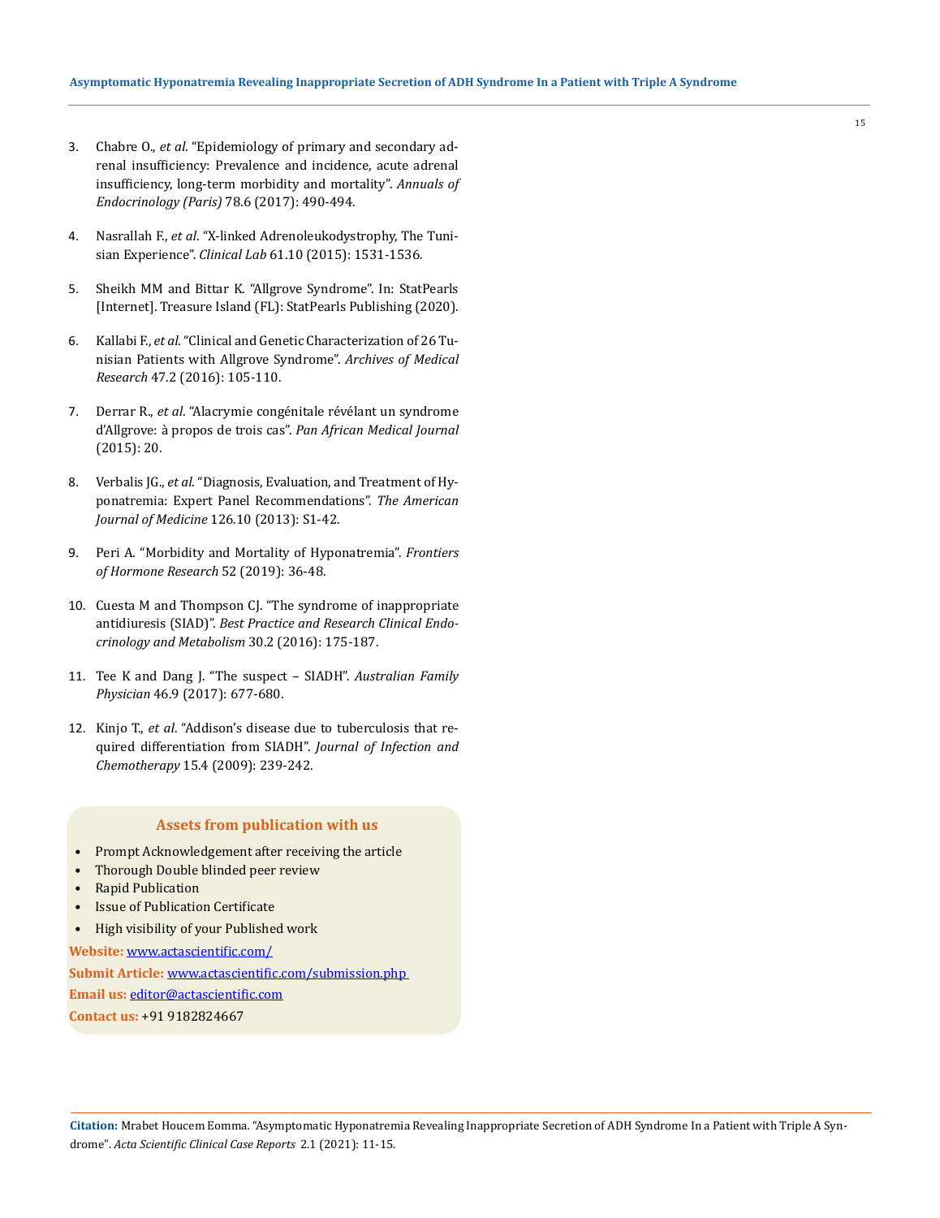3. Chabre O., *et al*. "Epidemiology of primary and secondary adrenal insufficiency: Prevalence and incidence, acute adrenal insufficiency, long-term morbidity and mortality". *Annuals of Endocrinology (Paris)* 78.6 (2017): 490-494.

4. Nasrallah F., *et al*. "X-linked Adrenoleukodystrophy, The Tunisian Experience". *Clinical Lab* 61.10 (2015): 1531-1536.

5. Sheikh MM and Bittar K. "Allgrove Syndrome". In: StatPearls [Internet]. Treasure Island (FL): StatPearls Publishing (2020).

6. Kallabi F., *et al*. "Clinical and Genetic Characterization of 26 Tunisian Patients with Allgrove Syndrome". *Archives of Medical Research* 47.2 (2016): 105-110.

7. Derrar R., *et al*. "Alacrymie congénitale révélant un syndrome d'Allgrove: à propos de trois cas". *Pan African Medical Journal* (2015): 20.

8. Verbalis JG., *et al*. "Diagnosis, Evaluation, and Treatment of Hyponatremia: Expert Panel Recommendations". *The American Journal of Medicine* 126.10 (2013): S1-42.

9. Peri A. "Morbidity and Mortality of Hyponatremia". *Frontiers of Hormone Research* 52 (2019): 36-48.

10. Cuesta M and Thompson CJ. "The syndrome of inappropriate antidiuresis (SIAD)". *Best Practice and Research Clinical Endocrinology and Metabolism* 30.2 (2016): 175-187.

11. Tee K and Dang J. "The suspect – SIADH". *Australian Family Physician* 46.9 (2017): 677-680.

12. Kinjo T., *et al*. "Addison's disease due to tuberculosis that required differentiation from SIADH". *Journal of Infection and Chemotherapy* 15.4 (2009): 239-242.

**Assets from publication with us**

- Prompt Acknowledgement after receiving the article
- Thorough Double blinded peer review
- Rapid Publication
- Issue of Publication Certificate
- High visibility of your Published work

**Website:** www.actascientific.com/

**Submit Article:** www.actascientific.com/submission.php

**Email us:** editor@actascientific.com

**Contact us:** +91 9182824667